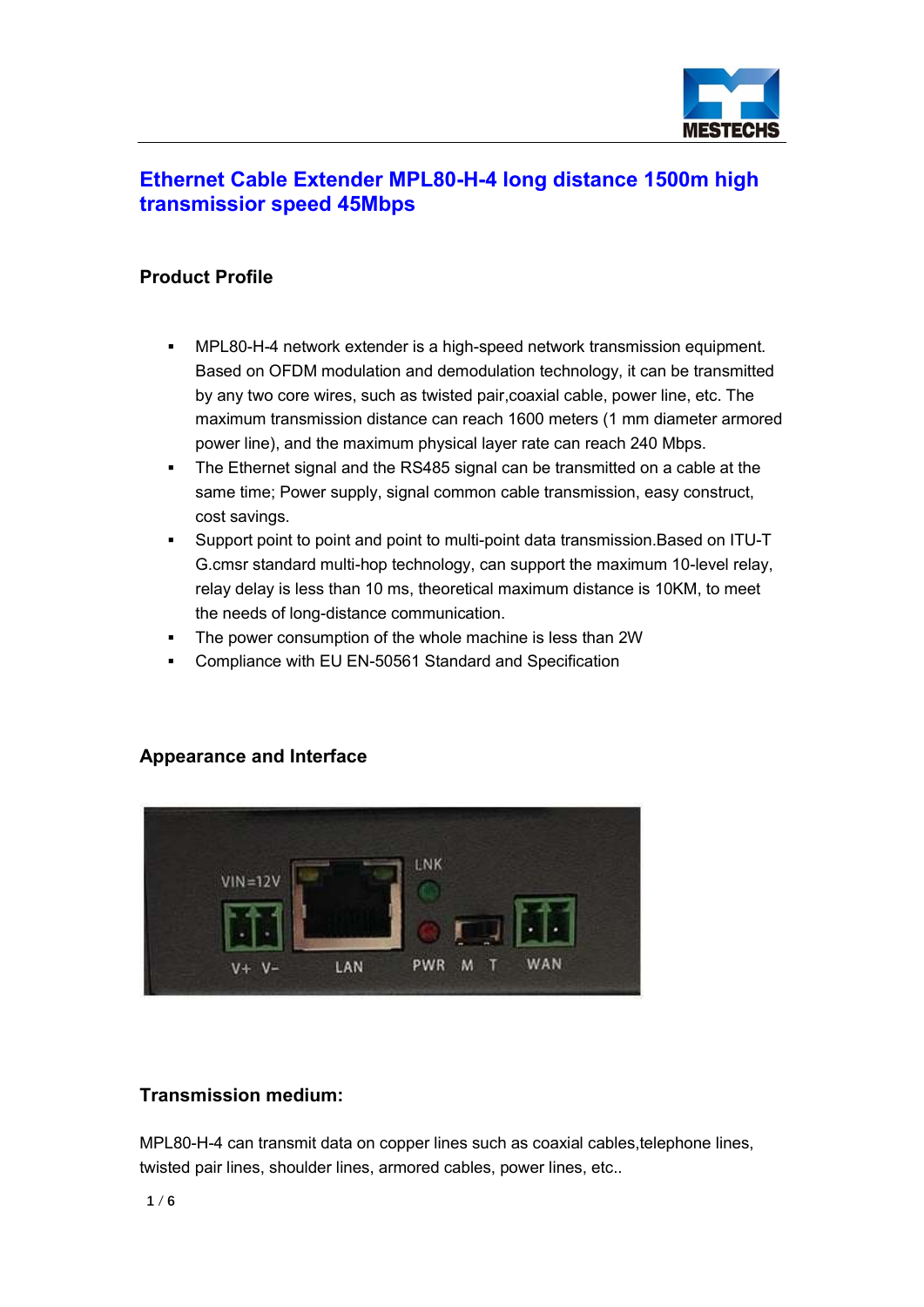# Ethernet Cable Extender MPL80-H-4 long distance 1500m high transmissior speed 45Mbps

## Product Profile

- MPL80-H-4 network extender is a high-speed network transmission equipment. Based on OFDM modulation and demodulation technology, it can be transmitted by any two core wires, such as twisted pair,coaxial cable, power line, etc. The maximum transmission distance can reach 1600 meters (1 mm diameter armored power line), and the maximum physical layer rate can reach 240 Mbps.
- The Ethernet signal and the RS485 signal can be transmitted on a cable at the same time; Power supply, signal common cable transmission, easy construct, cost savings.
- Support point to point and point to multi-point data transmission.Based on ITU-T G.cmsr standard multi-hop technology, can support the maximum 10-level relay, relay delay is less than 10 ms, theoretical maximum distance is 10KM, to meet the needs of long-distance communication.
- The power consumption of the whole machine is less than 2W
- Compliance with EU EN-50561 Standard and Specification

## Appearance and Interface

## Transmission medium:

MPL80-H-4 can transmit data on copper lines such as coaxial cables,telephone lines, twisted pair lines, shoulder lines, armored cables, power lines, etc..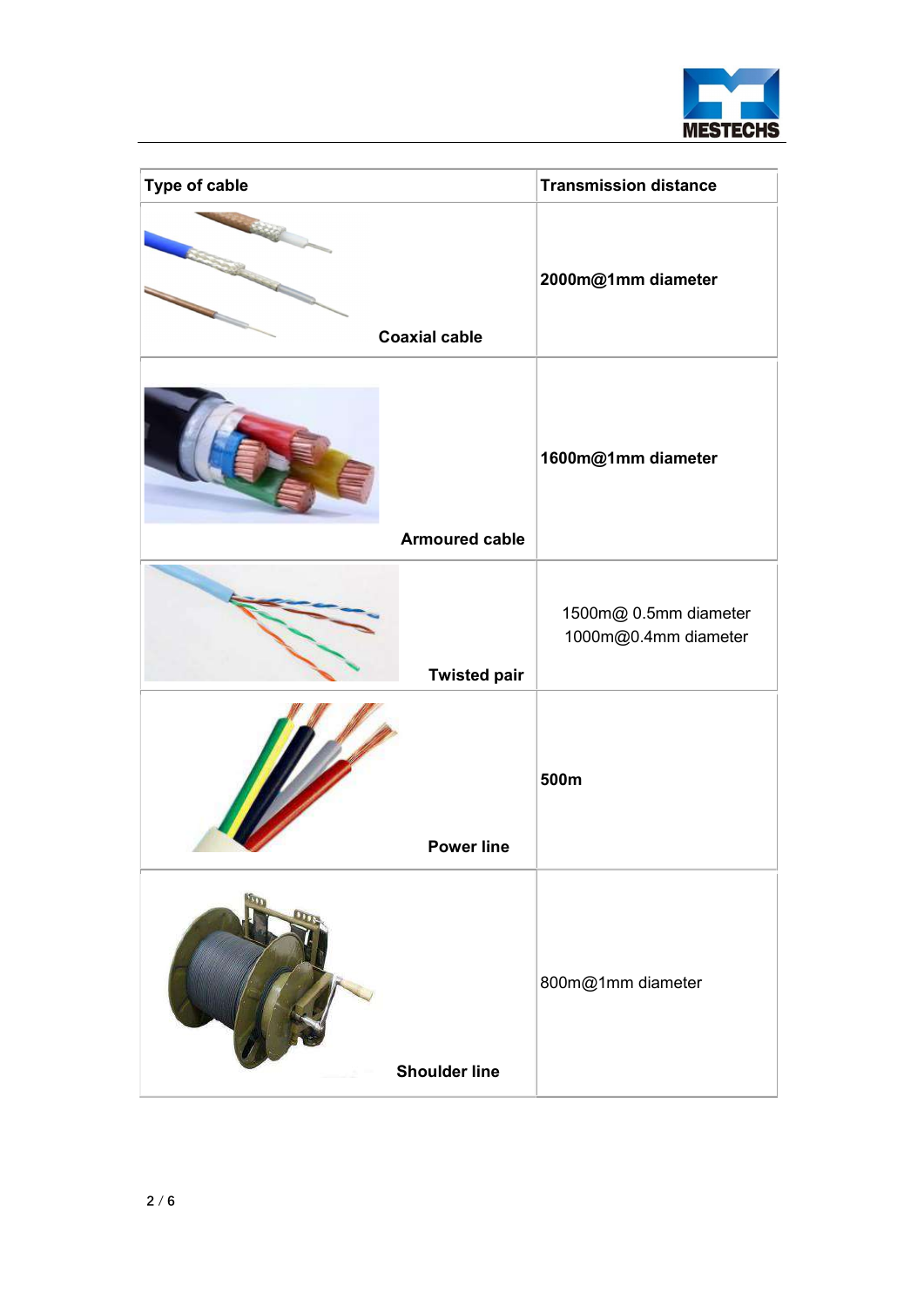| Type of cable | Transmission distance |
|---|---|
| Coaxial cable | **2000m@1mm diameter** |
| Armoured cable | **1600m@1mm diameter** |
| Twisted pair | 1500m@ 0.5mm diameter<br>1000m@0.4mm diameter |
| Power line | **500m** |
| Shoulder line | 800m@1mm diameter |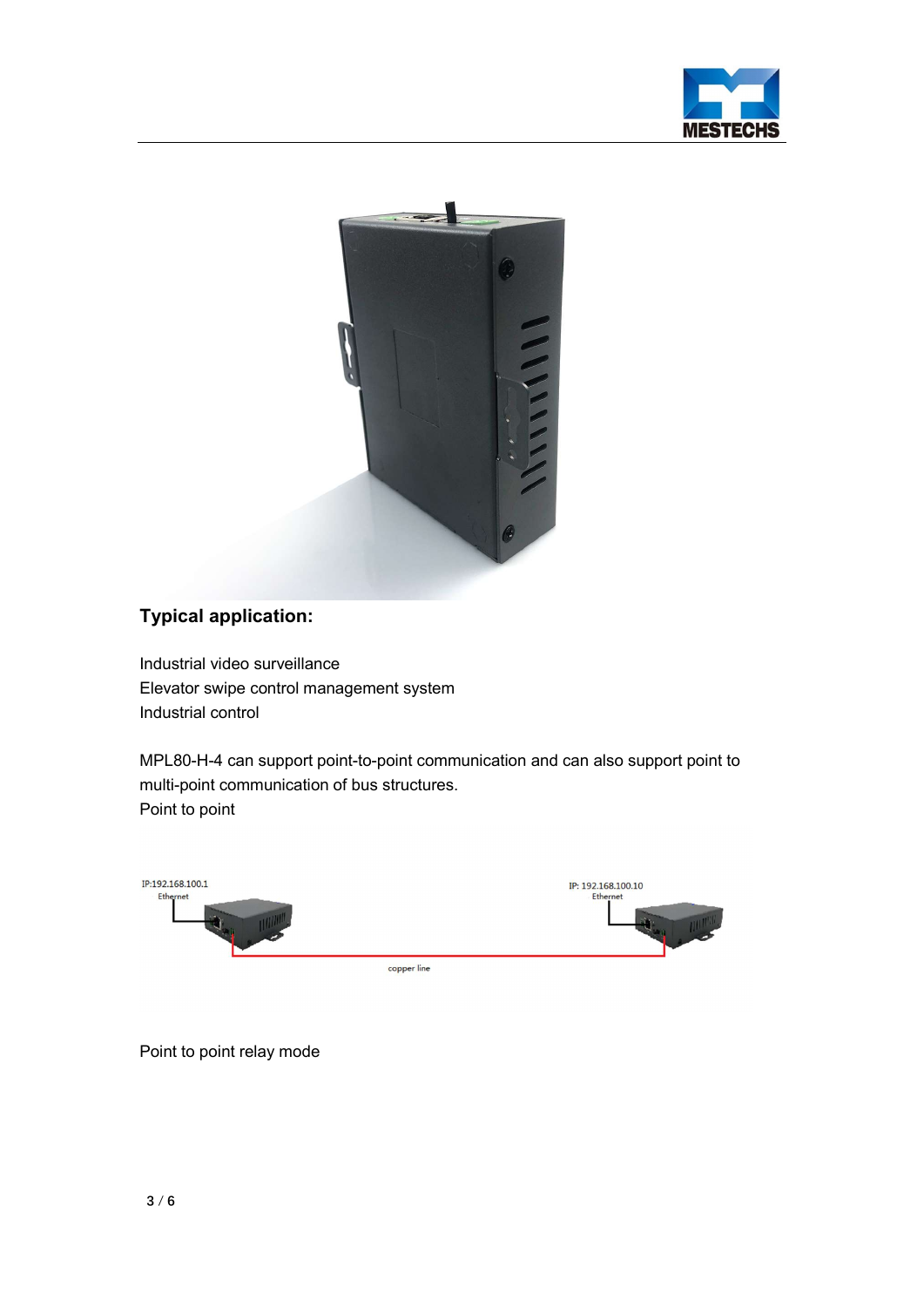## Typical application:

Industrial video surveillance
Elevator swipe control management system
Industrial control

MPL80-H-4 can support point-to-point communication and can also support point to multi-point communication of bus structures.
Point to point

IP:192.168.100.1
Ethernet

IP: 192.168.100.10
Ethernet

copper line

Point to point relay mode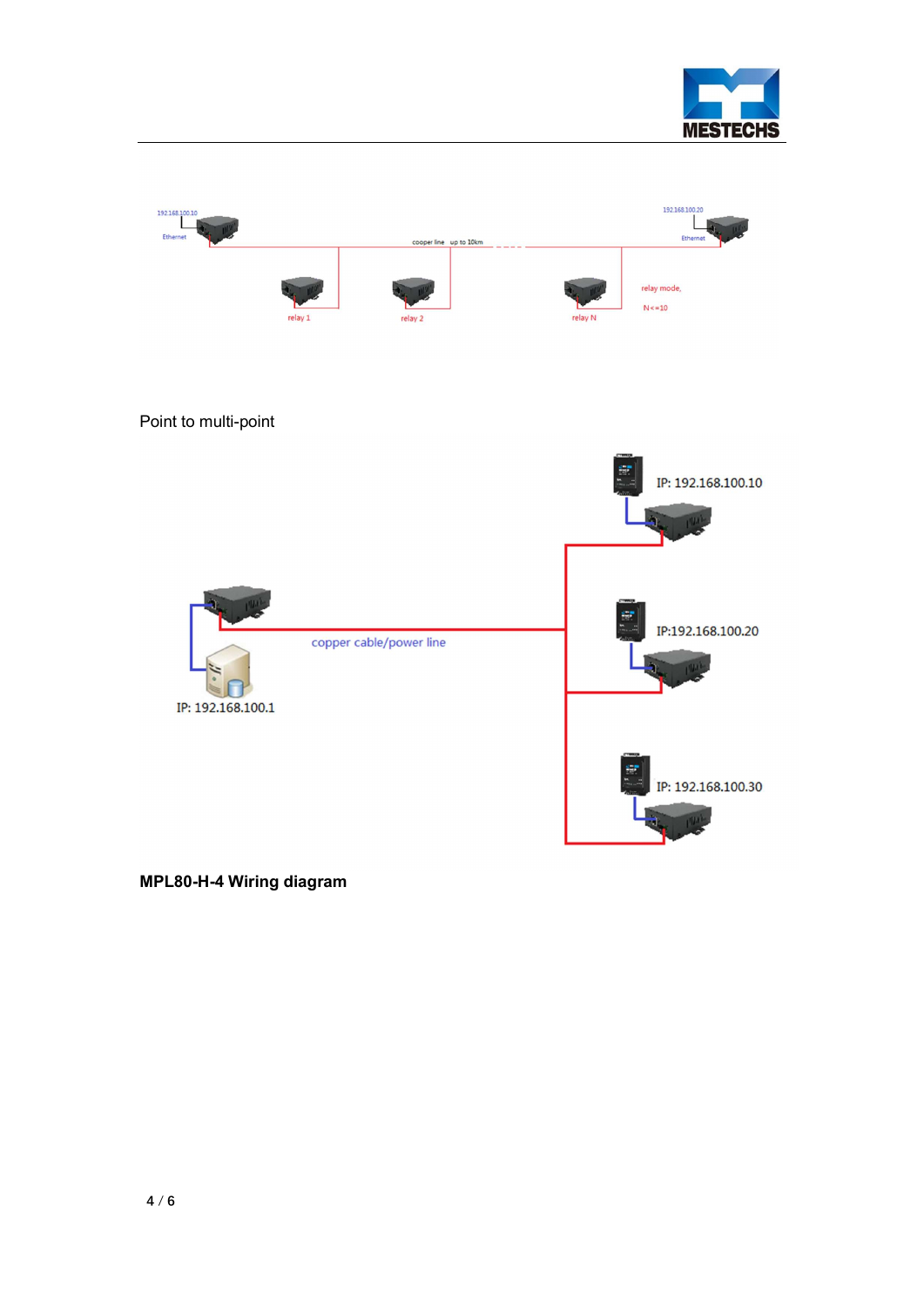Point to multi-point

**MPL80-H-4 Wiring diagram**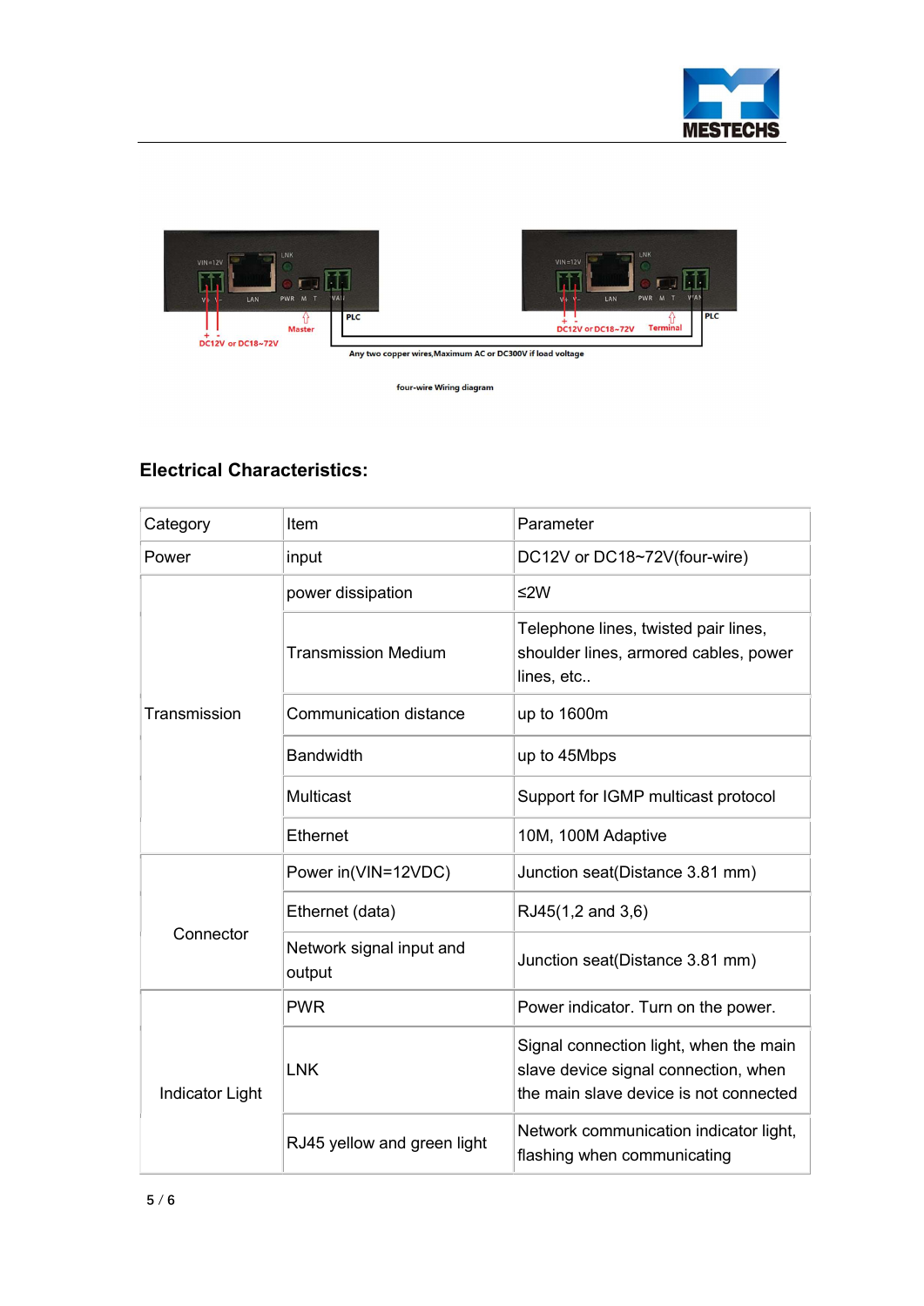four-wire Wiring diagram

### Electrical Characteristics:

| Category | Item | Parameter |
|---|---|---|
| Power | input | DC12V or DC18~72V(four-wire) |
| Transmission | power dissipation | ≤2W |
| | Transmission Medium | Telephone lines, twisted pair lines, shoulder lines, armored cables, power lines, etc.. |
| | Communication distance | up to 1600m |
| | Bandwidth | up to 45Mbps |
| | Multicast | Support for IGMP multicast protocol |
| | Ethernet | 10M, 100M Adaptive |
| Connector | Power in(VIN=12VDC) | Junction seat(Distance 3.81 mm) |
| | Ethernet (data) | RJ45(1,2 and 3,6) |
| | Network signal input and output | Junction seat(Distance 3.81 mm) |
| Indicator Light | PWR | Power indicator. Turn on the power. |
| | LNK | Signal connection light, when the main slave device signal connection, when the main slave device is not connected |
| | RJ45 yellow and green light | Network communication indicator light, flashing when communicating |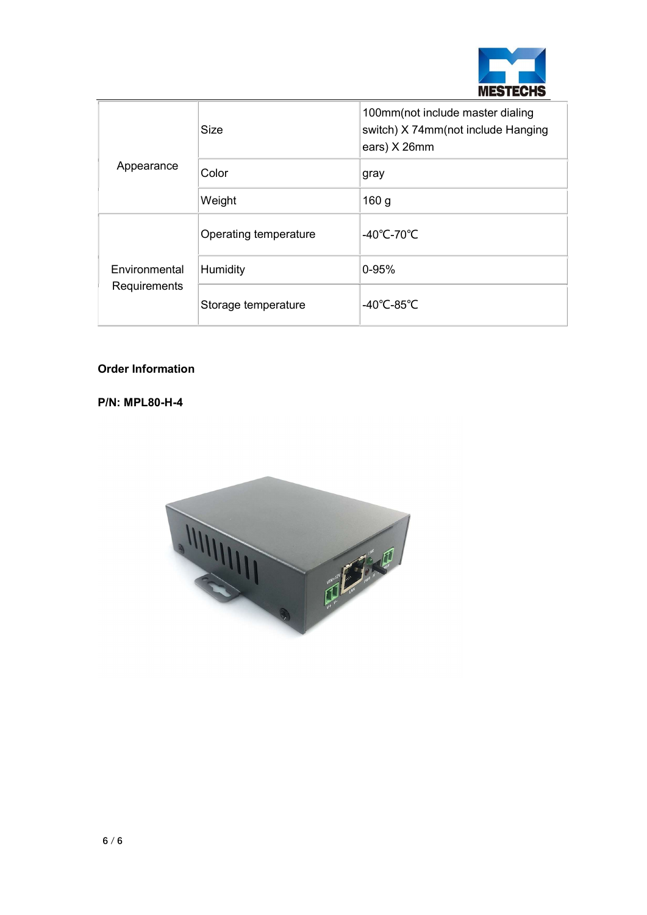| | | |
|---|---|---|
| Appearance | Size | 100mm(not include master dialing switch) X 74mm(not include Hanging ears) X 26mm |
| | Color | gray |
| | Weight | 160 g |
| Environmental Requirements | Operating temperature | -40℃-70℃ |
| | Humidity | 0-95% |
| | Storage temperature | -40℃-85℃ |

**Order Information**

**P/N: MPL80-H-4**